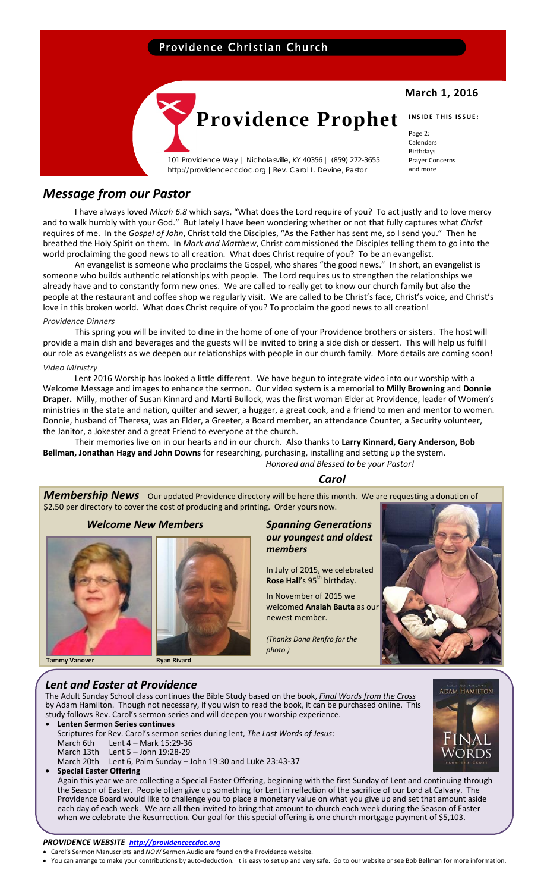Providence Christian Church

# Providence Prophet

101 Providence Way | Nicholasville, KY 40356 | (859) 272-3655
http://providenceccdoc.org | Rev. Carol L. Devine, Pastor

**March 1, 2016**

**INSIDE THIS ISSUE:**

Page 2:
Calendars
Birthdays
Prayer Concerns
and more

## *Message from our Pastor*

I have always loved *Micah 6.8* which says, "What does the Lord require of you? To act justly and to love mercy and to walk humbly with your God." But lately I have been wondering whether or not that fully captures what *Christ* requires of me. In the *Gospel of John*, Christ told the Disciples, "As the Father has sent me, so I send you." Then he breathed the Holy Spirit on them. In *Mark and Matthew*, Christ commissioned the Disciples telling them to go into the world proclaiming the good news to all creation. What does Christ require of you? To be an evangelist.

An evangelist is someone who proclaims the Gospel, who shares "the good news." In short, an evangelist is someone who builds authentic relationships with people. The Lord requires us to strengthen the relationships we already have and to constantly form new ones. We are called to really get to know our church family but also the people at the restaurant and coffee shop we regularly visit. We are called to be Christ's face, Christ's voice, and Christ's love in this broken world. What does Christ require of you? To proclaim the good news to all creation!

*Providence Dinners*

This spring you will be invited to dine in the home of one of your Providence brothers or sisters. The host will provide a main dish and beverages and the guests will be invited to bring a side dish or dessert. This will help us fulfill our role as evangelists as we deepen our relationships with people in our church family. More details are coming soon!

*Video Ministry*

Lent 2016 Worship has looked a little different. We have begun to integrate video into our worship with a Welcome Message and images to enhance the sermon. Our video system is a memorial to **Milly Browning** and **Donnie Draper.** Milly, mother of Susan Kinnard and Marti Bullock, was the first woman Elder at Providence, leader of Women's ministries in the state and nation, quilter and sewer, a hugger, a great cook, and a friend to men and mentor to women. Donnie, husband of Theresa, was an Elder, a Greeter, a Board member, an attendance Counter, a Security volunteer, the Janitor, a Jokester and a great Friend to everyone at the church.

Their memories live on in our hearts and in our church. Also thanks to **Larry Kinnard, Gary Anderson, Bob Bellman, Jonathan Hagy and John Downs** for researching, purchasing, installing and setting up the system.

*Honored and Blessed to be your Pastor!*

***Carol***

***Membership News*** Our updated Providence directory will be here this month. We are requesting a donation of $2.50 per directory to cover the cost of producing and printing. Order yours now.

### *Welcome New Members*

**Tammy Vanover**

**Ryan Rivard**

### *Spanning Generations our youngest and oldest members*

In July of 2015, we celebrated **Rose Hall**'s 95th birthday.

In November of 2015 we welcomed **Anaiah Bauta** as our newest member.

*(Thanks Dona Renfro for the photo.)*

## *Lent and Easter at Providence*

The Adult Sunday School class continues the Bible Study based on the book, *Final Words from the Cross* by Adam Hamilton. Though not necessary, if you wish to read the book, it can be purchased online. This study follows Rev. Carol's sermon series and will deepen your worship experience.

- **Lenten Sermon Series continues**
  Scriptures for Rev. Carol's sermon series during lent, *The Last Words of Jesus*:
  March 6th Lent 4 – Mark 15:29-36
  March 13th Lent 5 – John 19:28-29
  March 20th Lent 6, Palm Sunday – John 19:30 and Luke 23:43-37
- **Special Easter Offering**
  Again this year we are collecting a Special Easter Offering, beginning with the first Sunday of Lent and continuing through the Season of Easter. People often give up something for Lent in reflection of the sacrifice of our Lord at Calvary. The Providence Board would like to challenge you to place a monetary value on what you give up and set that amount aside each day of each week. We are all then invited to bring that amount to church each week during the Season of Easter when we celebrate the Resurrection. Our goal for this special offering is one church mortgage payment of $5,103.

***PROVIDENCE WEBSITE*** *http://providenceccdoc.org*

- Carol's Sermon Manuscripts and *NOW* Sermon Audio are found on the Providence website.
- You can arrange to make your contributions by auto-deduction. It is easy to set up and very safe. Go to our website or see Bob Bellman for more information.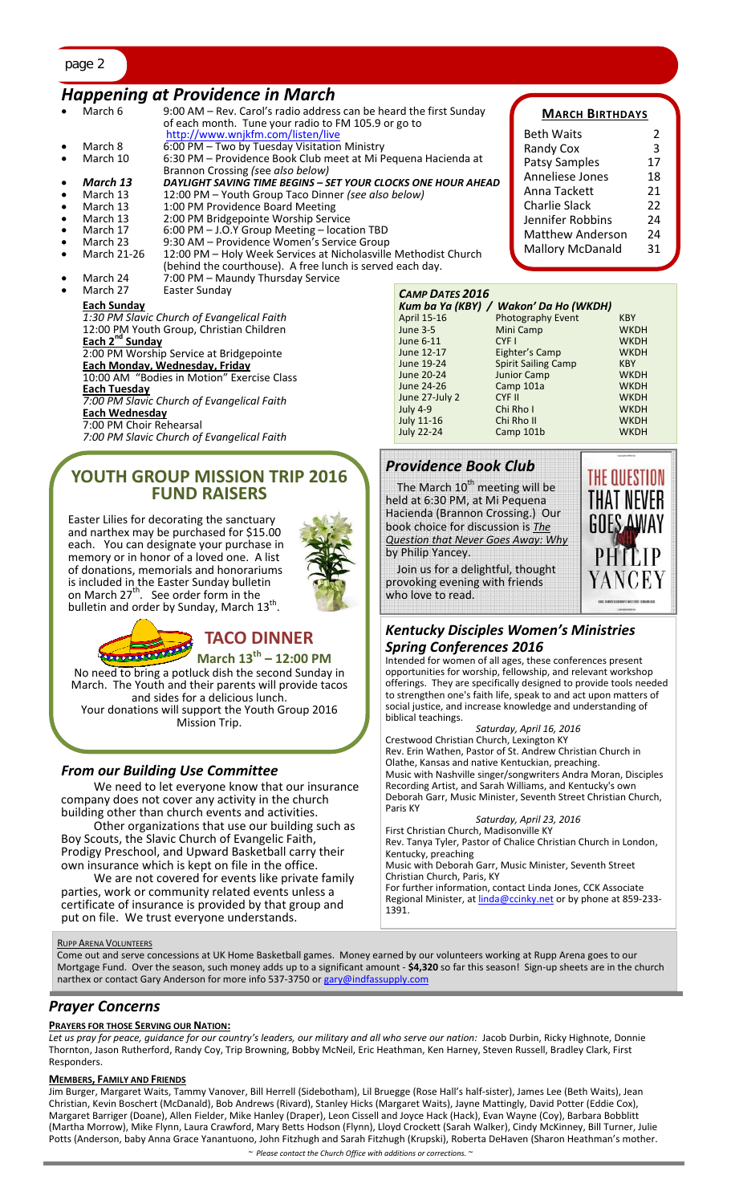# Happening at Providence in March

- March 6 — 9:00 AM – Rev. Carol's radio address can be heard the first Sunday of each month. Tune your radio to FM 105.9 or go to http://www.wnjkfm.com/listen/live
- March 8 — 6:00 PM – Two by Tuesday Visitation Ministry
- March 10 — 6:30 PM – Providence Book Club meet at Mi Pequena Hacienda at Brannon Crossing *(see also below)*
- ***March 13*** — ***DAYLIGHT SAVING TIME BEGINS – SET YOUR CLOCKS ONE HOUR AHEAD***
- March 13 — 12:00 PM – Youth Group Taco Dinner *(see also below)*
- March 13 — 1:00 PM Providence Board Meeting
- March 13 — 2:00 PM Bridgepointe Worship Service
- March 17 — 6:00 PM – J.O.Y Group Meeting – location TBD
- March 23 — 9:30 AM – Providence Women's Service Group
- March 21-26 — 12:00 PM – Holy Week Services at Nicholasville Methodist Church (behind the courthouse). A free lunch is served each day.
- March 24 — 7:00 PM – Maundy Thursday Service
- March 27 — Easter Sunday

**Each Sunday**
*1:30 PM Slavic Church of Evangelical Faith*
12:00 PM Youth Group, Christian Children

**Each 2nd Sunday**
2:00 PM Worship Service at Bridgepointe

**Each Monday, Wednesday, Friday**
10:00 AM "Bodies in Motion" Exercise Class

**Each Tuesday**
*7:00 PM Slavic Church of Evangelical Faith*

**Each Wednesday**
7:00 PM Choir Rehearsal
*7:00 PM Slavic Church of Evangelical Faith*

## MARCH BIRTHDAYS

| | |
|---|---|
| Beth Waits | 2 |
| Randy Cox | 3 |
| Patsy Samples | 17 |
| Anneliese Jones | 18 |
| Anna Tackett | 21 |
| Charlie Slack | 22 |
| Jennifer Robbins | 24 |
| Matthew Anderson | 24 |
| Mallory McDanald | 31 |

## *CAMP DATES 2016*

*Kum ba Ya (KBY) / Wakon' Da Ho (WKDH)*

| | | |
|---|---|---|
| April 15-16 | Photography Event | KBY |
| June 3-5 | Mini Camp | WKDH |
| June 6-11 | CYF I | WKDH |
| June 12-17 | Eighter's Camp | WKDH |
| June 19-24 | Spirit Sailing Camp | KBY |
| June 20-24 | Junior Camp | WKDH |
| June 24-26 | Camp 101a | WKDH |
| June 27-July 2 | CYF II | WKDH |
| July 4-9 | Chi Rho I | WKDH |
| July 11-16 | Chi Rho II | WKDH |
| July 22-24 | Camp 101b | WKDH |

## YOUTH GROUP MISSION TRIP 2016 FUND RAISERS

Easter Lilies for decorating the sanctuary and narthex may be purchased for $15.00 each. You can designate your purchase in memory or in honor of a loved one. A list of donations, memorials and honorariums is included in the Easter Sunday bulletin on March 27th. See order form in the bulletin and order by Sunday, March 13th.

### TACO DINNER

**March 13th – 12:00 PM**

No need to bring a potluck dish the second Sunday in March. The Youth and their parents will provide tacos and sides for a delicious lunch.
Your donations will support the Youth Group 2016 Mission Trip.

## *Providence Book Club*

The March 10th meeting will be held at 6:30 PM, at Mi Pequena Hacienda (Brannon Crossing.) Our book choice for discussion is *The Question that Never Goes Away: Why* by Philip Yancey.

Join us for a delightful, thought provoking evening with friends who love to read.

## *Kentucky Disciples Women's Ministries Spring Conferences 2016*

Intended for women of all ages, these conferences present opportunities for worship, fellowship, and relevant workshop offerings. They are specifically designed to provide tools needed to strengthen one's faith life, speak to and act upon matters of social justice, and increase knowledge and understanding of biblical teachings.

*Saturday, April 16, 2016*

Crestwood Christian Church, Lexington KY
Rev. Erin Wathen, Pastor of St. Andrew Christian Church in Olathe, Kansas and native Kentuckian, preaching.
Music with Nashville singer/songwriters Andra Moran, Disciples Recording Artist, and Sarah Williams, and Kentucky's own Deborah Garr, Music Minister, Seventh Street Christian Church, Paris KY

*Saturday, April 23, 2016*

First Christian Church, Madisonville KY
Rev. Tanya Tyler, Pastor of Chalice Christian Church in London, Kentucky, preaching
Music with Deborah Garr, Music Minister, Seventh Street Christian Church, Paris, KY
For further information, contact Linda Jones, CCK Associate Regional Minister, at linda@ccinky.net or by phone at 859-233-1391.

## *From our Building Use Committee*

We need to let everyone know that our insurance company does not cover any activity in the church building other than church events and activities.

Other organizations that use our building such as Boy Scouts, the Slavic Church of Evangelic Faith, Prodigy Preschool, and Upward Basketball carry their own insurance which is kept on file in the office.

We are not covered for events like private family parties, work or community related events unless a certificate of insurance is provided by that group and put on file. We trust everyone understands.

**RUPP ARENA VOLUNTEERS**

Come out and serve concessions at UK Home Basketball games. Money earned by our volunteers working at Rupp Arena goes to our Mortgage Fund. Over the season, such money adds up to a significant amount - **$4,320** so far this season! Sign-up sheets are in the church narthex or contact Gary Anderson for more info 537-3750 or gary@indfassupply.com

# *Prayer Concerns*

**PRAYERS FOR THOSE SERVING OUR NATION:**

*Let us pray for peace, guidance for our country's leaders, our military and all who serve our nation:* Jacob Durbin, Ricky Highnote, Donnie Thornton, Jason Rutherford, Randy Coy, Trip Browning, Bobby McNeil, Eric Heathman, Ken Harney, Steven Russell, Bradley Clark, First Responders.

**MEMBERS, FAMILY AND FRIENDS**

Jim Burger, Margaret Waits, Tammy Vanover, Bill Herrell (Sidebotham), Lil Bruegge (Rose Hall's half-sister), James Lee (Beth Waits), Jean Christian, Kevin Boschert (McDanald), Bob Andrews (Rivard), Stanley Hicks (Margaret Waits), Jayne Mattingly, David Potter (Eddie Cox), Margaret Barriger (Doane), Allen Fielder, Mike Hanley (Draper), Leon Cissell and Joyce Hack (Hack), Evan Wayne (Coy), Barbara Bobblitt (Martha Morrow), Mike Flynn, Laura Crawford, Mary Betts Hodson (Flynn), Lloyd Crockett (Sarah Walker), Cindy McKinney, Bill Turner, Julie Potts (Anderson, baby Anna Grace Yanantuono, John Fitzhugh and Sarah Fitzhugh (Krupski), Roberta DeHaven (Sharon Heathman's mother.

*~ Please contact the Church Office with additions or corrections. ~*